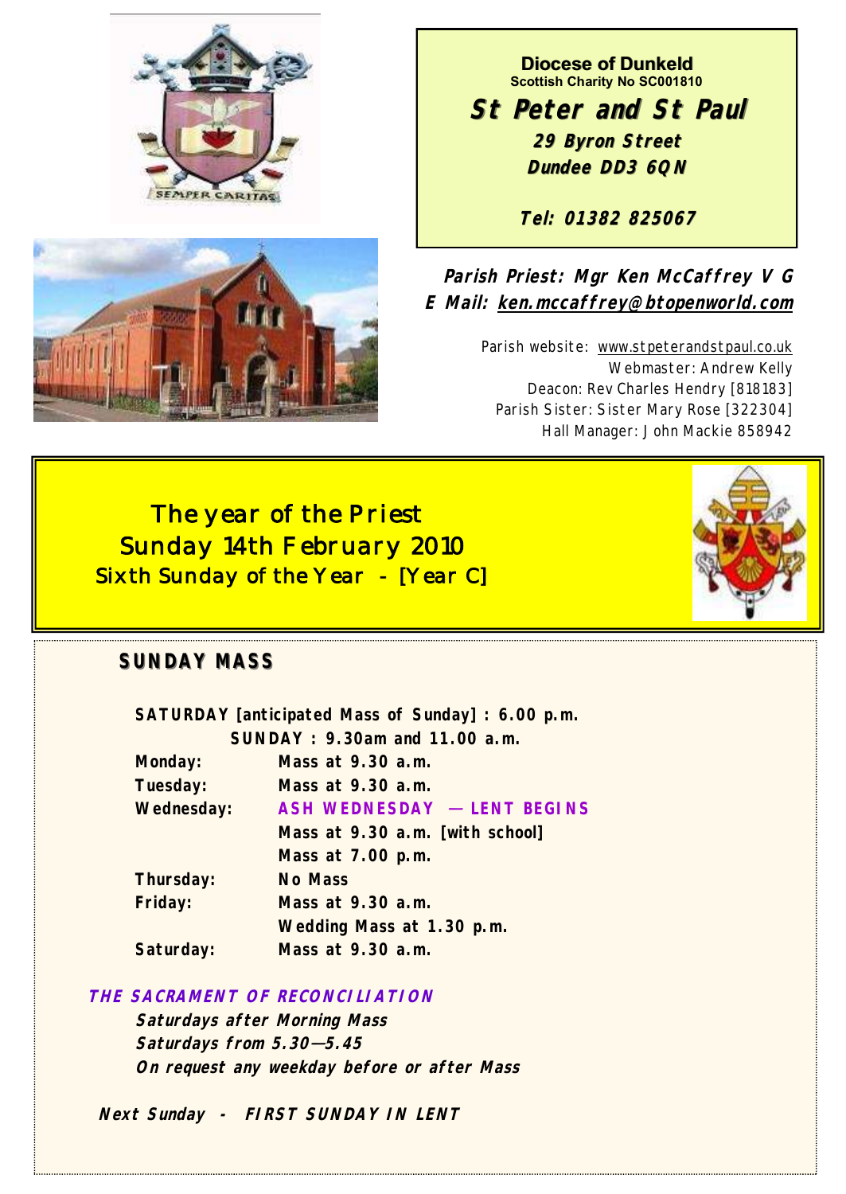**Diocese of Dunkeld**
**Scottish Charity No SC001810**

# St Peter and St Paul

**29 Byron Street**
**Dundee DD3 6QN**

**Tel: 01382 825067**

**Parish Priest: Mgr Ken McCaffrey V G**
**E Mail: ken.mccaffrey@btopenworld.com**

Parish website: www.stpeterandstpaul.co.uk
Webmaster: Andrew Kelly
Deacon: Rev Charles Hendry [818183]
Parish Sister: Sister Mary Rose [322304]
Hall Manager: John Mackie 858942

## The year of the Priest
## Sunday 14th February 2010
### Sixth Sunday of the Year - [Year C]

## SUNDAY MASS

**SATURDAY [anticipated Mass of Sunday] : 6.00 p.m.**
**SUNDAY : 9.30am and 11.00 a.m.**

| | |
|---|---|
| **Monday:** | **Mass at 9.30 a.m.** |
| **Tuesday:** | **Mass at 9.30 a.m.** |
| **Wednesday:** | **ASH WEDNESDAY — LENT BEGINS** |
| | **Mass at 9.30 a.m. [with school]** |
| | **Mass at 7.00 p.m.** |
| **Thursday:** | **No Mass** |
| **Friday:** | **Mass at 9.30 a.m.** |
| | **Wedding Mass at 1.30 p.m.** |
| **Saturday:** | **Mass at 9.30 a.m.** |

***THE SACRAMENT OF RECONCILIATION***

***Saturdays after Morning Mass***
***Saturdays from 5.30—5.45***
***On request any weekday before or after Mass***

***Next Sunday - FIRST SUNDAY IN LENT***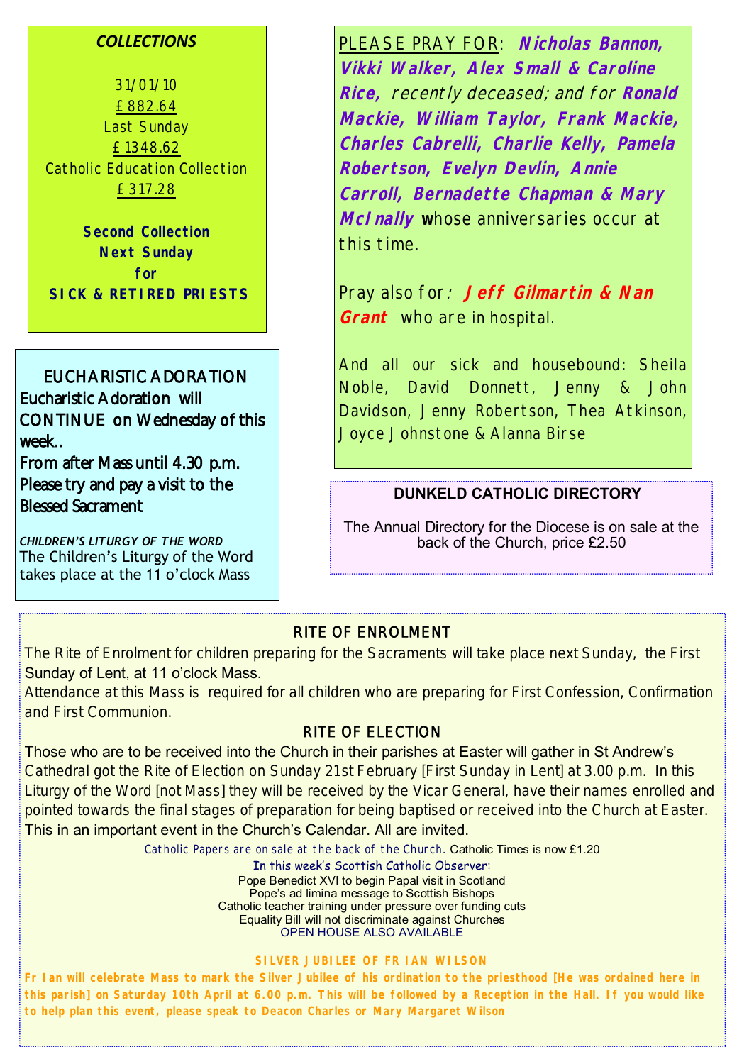## COLLECTIONS

31/01/10
£882.64
Last Sunday
£1348.62
Catholic Education Collection
£317.28

**Second Collection**
**Next Sunday**
**for**
**SICK & RETIRED PRIESTS**

## EUCHARISTIC ADORATION

Eucharistic Adoration will CONTINUE on Wednesday of this week..
From after Mass until 4.30 p.m.
Please try and pay a visit to the Blessed Sacrament

***CHILDREN'S LITURGY OF THE WORD***
The Children's Liturgy of the Word takes place at the 11 o'clock Mass

PLEASE PRAY FOR: ***Nicholas Bannon, Vikki Walker, Alex Small & Caroline Rice,*** *recently deceased; and for* ***Ronald Mackie, William Taylor, Frank Mackie, Charles Cabrelli, Charlie Kelly, Pamela Robertson, Evelyn Devlin, Annie Carroll, Bernadette Chapman & Mary McInally*** whose anniversaries occur at this time.

Pray also for*:* ***Jeff Gilmartin & Nan Grant*** who are in hospital.

And all our sick and housebound: Sheila Noble, David Donnett, Jenny & John Davidson, Jenny Robertson, Thea Atkinson, Joyce Johnstone & Alanna Birse

## DUNKELD CATHOLIC DIRECTORY

The Annual Directory for the Diocese is on sale at the back of the Church, price £2.50

## RITE OF ENROLMENT

The Rite of Enrolment for children preparing for the Sacraments will take place next Sunday, the First Sunday of Lent, at 11 o'clock Mass.
Attendance at this Mass is required for all children who are preparing for First Confession, Confirmation and First Communion.

## RITE OF ELECTION

Those who are to be received into the Church in their parishes at Easter will gather in St Andrew's Cathedral got the Rite of Election on Sunday 21st February [First Sunday in Lent] at 3.00 p.m. In this Liturgy of the Word [not Mass] they will be received by the Vicar General, have their names enrolled and pointed towards the final stages of preparation for being baptised or received into the Church at Easter. This in an important event in the Church's Calendar. All are invited.

Catholic Papers are on sale at the back of the Church. Catholic Times is now £1.20
In this week's Scottish Catholic Observer:
Pope Benedict XVI to begin Papal visit in Scotland
Pope's ad limina message to Scottish Bishops
Catholic teacher training under pressure over funding cuts
Equality Bill will not discriminate against Churches
OPEN HOUSE ALSO AVAILABLE

**SILVER JUBILEE OF FR IAN WILSON**

**Fr Ian will celebrate Mass to mark the Silver Jubilee of his ordination to the priesthood [He was ordained here in this parish] on Saturday 10th April at 6.00 p.m. This will be followed by a Reception in the Hall. If you would like to help plan this event, please speak to Deacon Charles or Mary Margaret Wilson**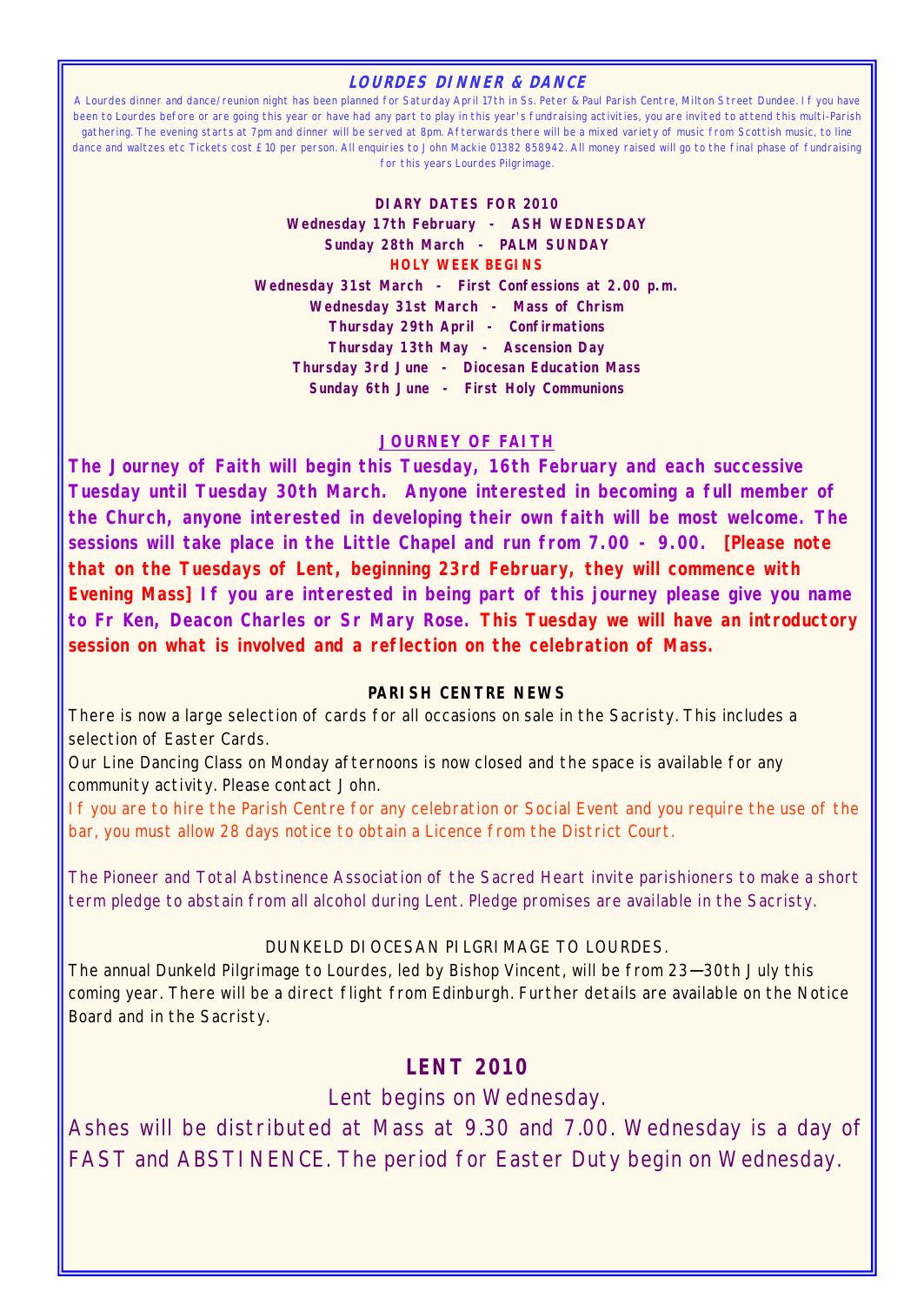## LOURDES DINNER & DANCE

A Lourdes dinner and dance/reunion night has been planned for Saturday April 17th in Ss. Peter & Paul Parish Centre, Milton Street Dundee. If you have been to Lourdes before or are going this year or have had any part to play in this year's fundraising activities, you are invited to attend this multi-Parish gathering. The evening starts at 7pm and dinner will be served at 8pm. Afterwards there will be a mixed variety of music from Scottish music, to line dance and waltzes etc Tickets cost £10 per person. All enquiries to John Mackie 01382 858942. All money raised will go to the final phase of fundraising for this years Lourdes Pilgrimage.

**DIARY DATES FOR 2010**

**Wednesday 17th February - ASH WEDNESDAY**
**Sunday 28th March - PALM SUNDAY**
**HOLY WEEK BEGINS**
**Wednesday 31st March - First Confessions at 2.00 p.m.**
**Wednesday 31st March - Mass of Chrism**
**Thursday 29th April - Confirmations**
**Thursday 13th May - Ascension Day**
**Thursday 3rd June - Diocesan Education Mass**
**Sunday 6th June - First Holy Communions**

## JOURNEY OF FAITH

**The Journey of Faith will begin this Tuesday, 16th February and each successive Tuesday until Tuesday 30th March. Anyone interested in becoming a full member of the Church, anyone interested in developing their own faith will be most welcome. The sessions will take place in the Little Chapel and run from 7.00 - 9.00. [Please note that on the Tuesdays of Lent, beginning 23rd February, they will commence with Evening Mass] If you are interested in being part of this journey please give you name to Fr Ken, Deacon Charles or Sr Mary Rose. This Tuesday we will have an introductory session on what is involved and a reflection on the celebration of Mass.**

**PARISH CENTRE NEWS**

There is now a large selection of cards for all occasions on sale in the Sacristy. This includes a selection of Easter Cards.

Our Line Dancing Class on Monday afternoons is now closed and the space is available for any community activity. Please contact John.

If you are to hire the Parish Centre for any celebration or Social Event and you require the use of the bar, you must allow 28 days notice to obtain a Licence from the District Court.

The Pioneer and Total Abstinence Association of the Sacred Heart invite parishioners to make a short term pledge to abstain from all alcohol during Lent. Pledge promises are available in the Sacristy.

DUNKELD DIOCESAN PILGRIMAGE TO LOURDES.

The annual Dunkeld Pilgrimage to Lourdes, led by Bishop Vincent, will be from 23—30th July this coming year. There will be a direct flight from Edinburgh. Further details are available on the Notice Board and in the Sacristy.

## LENT 2010

Lent begins on Wednesday.

Ashes will be distributed at Mass at 9.30 and 7.00. Wednesday is a day of FAST and ABSTINENCE. The period for Easter Duty begin on Wednesday.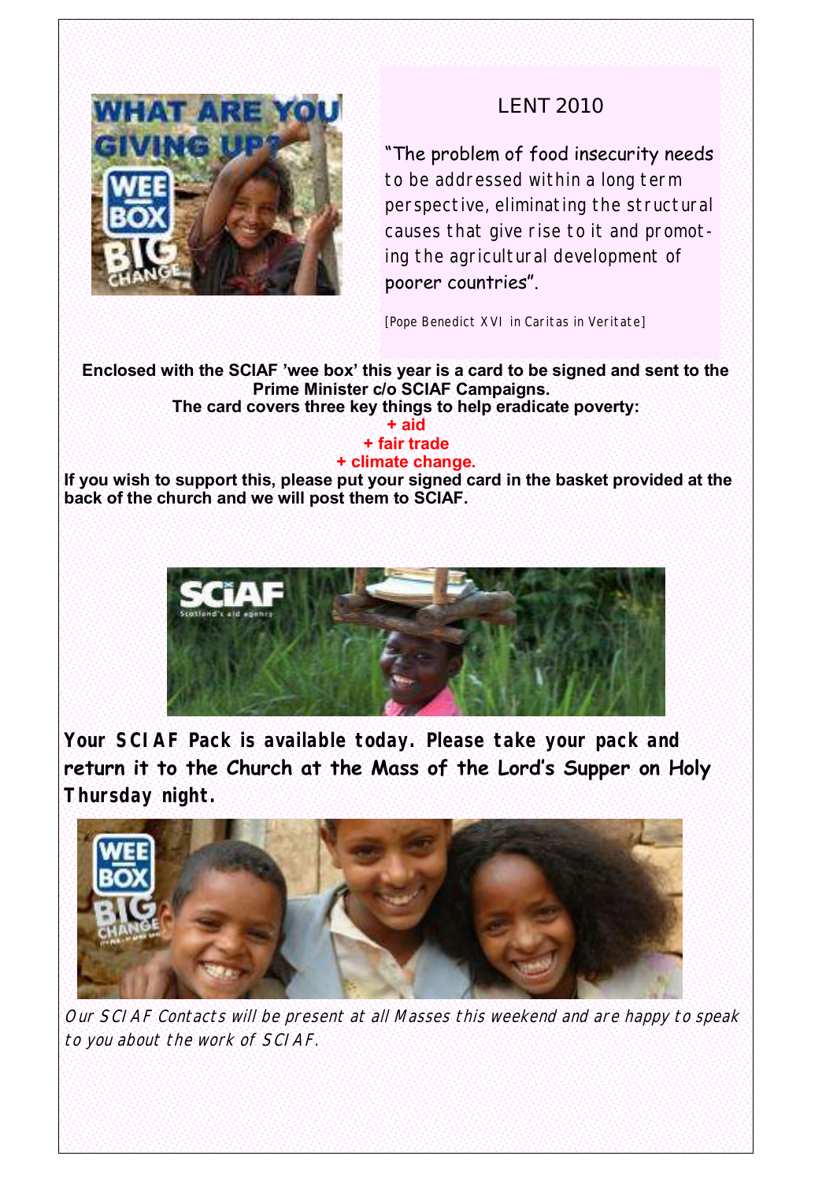## LENT 2010

"The problem of food insecurity needs to be addressed within a long term perspective, eliminating the structural causes that give rise to it and promoting the agricultural development of poorer countries".

[Pope Benedict XVI in Caritas in Veritate]

**Enclosed with the SCIAF 'wee box' this year is a card to be signed and sent to the Prime Minister c/o SCIAF Campaigns.**
**The card covers three key things to help eradicate poverty:**

**+ aid**
**+ fair trade**
**+ climate change.**

**If you wish to support this, please put your signed card in the basket provided at the back of the church and we will post them to SCIAF.**

**Your SCIAF Pack is available today. Please take your pack and return it to the Church at the Mass of the Lord's Supper on Holy Thursday night.**

*Our SCIAF Contacts will be present at all Masses this weekend and are happy to speak to you about the work of SCIAF.*